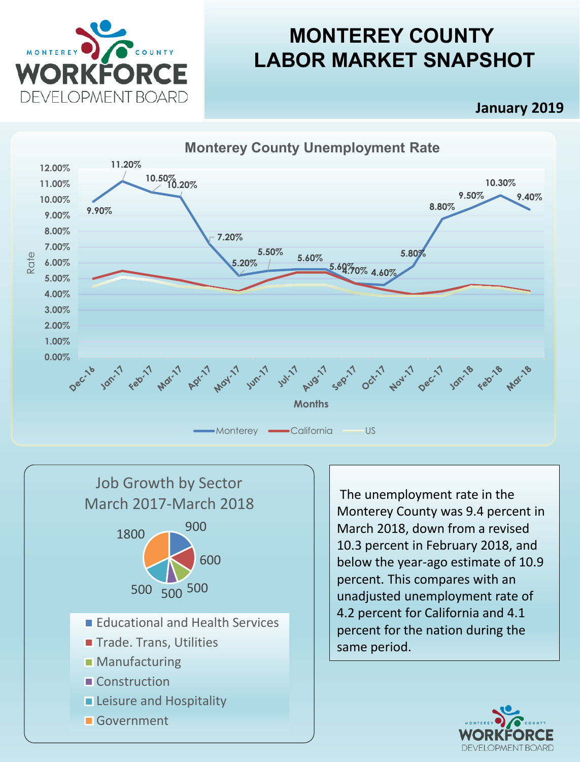# MONTEROY COUNTY LABOR MARKET SNAPSHOT

**January 2019**

## Monterey County Unemployment Rate

| Month | Monterey |
|---|---|
| Dec-16 | 9.90% |
| Jan-17 | 11.20% |
| Feb-17 | 10.50% |
| Mar-17 | 10.20% |
| Apr-17 | 7.20% |
| May-17 | 5.20% |
| Jun-17 | 5.50% |
| Jul-17 | 5.60% |
| Aug-17 | 5.60% |
| Sep-17 | 4.70% |
| Oct-17 | 4.60% |
| Nov-17 | 5.80% |
| Dec-17 | 8.80% |
| Jan-18 | 9.50% |
| Feb-18 | 10.30% |
| Mar-18 | 9.40% |

Months

Monterey · California · US

## Job Growth by Sector March 2017-March 2018

| Sector | Jobs |
|---|---|
| Educational and Health Services | 900 |
| Trade. Trans, Utilities | 600 |
| Manufacturing | 500 |
| Construction | 500 |
| Leisure and Hospitality | 500 |
| Government | 1800 |

The unemployment rate in the Monterey County was 9.4 percent in March 2018, down from a revised 10.3 percent in February 2018, and below the year-ago estimate of 10.9 percent. This compares with an unadjusted unemployment rate of 4.2 percent for California and 4.1 percent for the nation during the same period.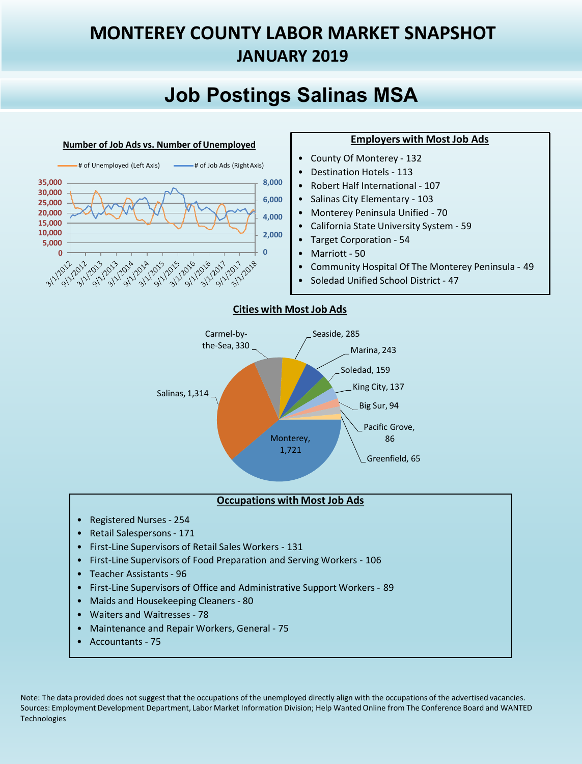# MONTEREY COUNTY LABOR MARKET SNAPSHOT
## JANUARY 2019

# Job Postings Salinas MSA

**Number of Job Ads vs. Number of Unemployed**

# of Unemployed (Left Axis)
# of Job Ads (Right Axis)

35,000
30,000
25,000
20,000
15,000
10,000
5,000
0

8,000
6,000
4,000
2,000
0

3/1/2012
9/1/2012
3/1/2013
9/1/2013
3/1/2014
9/1/2014
3/1/2015
9/1/2015
3/1/2016
9/1/2016
3/1/2017
9/1/2017
3/1/2018

**Employers with Most Job Ads**

- County Of Monterey - 132
- Destination Hotels - 113
- Robert Half International - 107
- Salinas City Elementary - 103
- Monterey Peninsula Unified - 70
- California State University System - 59
- Target Corporation - 54
- Marriott - 50
- Community Hospital Of The Monterey Peninsula - 49
- Soledad Unified School District - 47

**Cities with Most Job Ads**

Carmel-by-the-Sea, 330
Seaside, 285
Marina, 243
Soledad, 159
King City, 137
Big Sur, 94
Pacific Grove, 86
Greenfield, 65
Salinas, 1,314
Monterey, 1,721

**Occupations with Most Job Ads**

- Registered Nurses - 254
- Retail Salespersons - 171
- First-Line Supervisors of Retail Sales Workers - 131
- First-Line Supervisors of Food Preparation and Serving Workers - 106
- Teacher Assistants - 96
- First-Line Supervisors of Office and Administrative Support Workers - 89
- Maids and Housekeeping Cleaners - 80
- Waiters and Waitresses - 78
- Maintenance and Repair Workers, General - 75
- Accountants - 75

Note: The data provided does not suggest that the occupations of the unemployed directly align with the occupations of the advertised vacancies.
Sources: Employment Development Department, Labor Market Information Division; Help Wanted Online from The Conference Board and WANTED Technologies